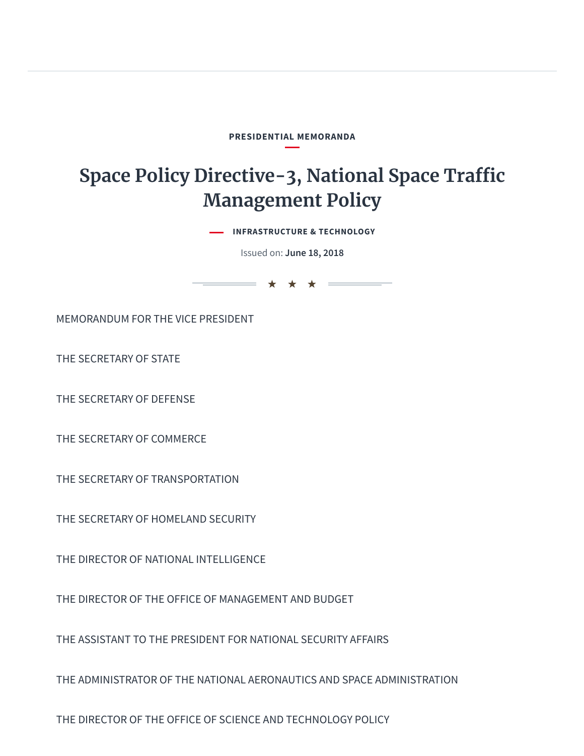PRESIDENTIAL MEMORANDA

# Space Policy Directive-3, National Space Traffic Management Policy

INFRASTRUCTURE & TECHNOLOGY

Issued on: **June 18, 2018**

★ ★ ★

MEMORANDUM FOR THE VICE PRESIDENT

THE SECRETARY OF STATE

THE SECRETARY OF DEFENSE

THE SECRETARY OF COMMERCE

THE SECRETARY OF TRANSPORTATION

THE SECRETARY OF HOMELAND SECURITY

THE DIRECTOR OF NATIONAL INTELLIGENCE

THE DIRECTOR OF THE OFFICE OF MANAGEMENT AND BUDGET

THE ASSISTANT TO THE PRESIDENT FOR NATIONAL SECURITY AFFAIRS

THE ADMINISTRATOR OF THE NATIONAL AERONAUTICS AND SPACE ADMINISTRATION

THE DIRECTOR OF THE OFFICE OF SCIENCE AND TECHNOLOGY POLICY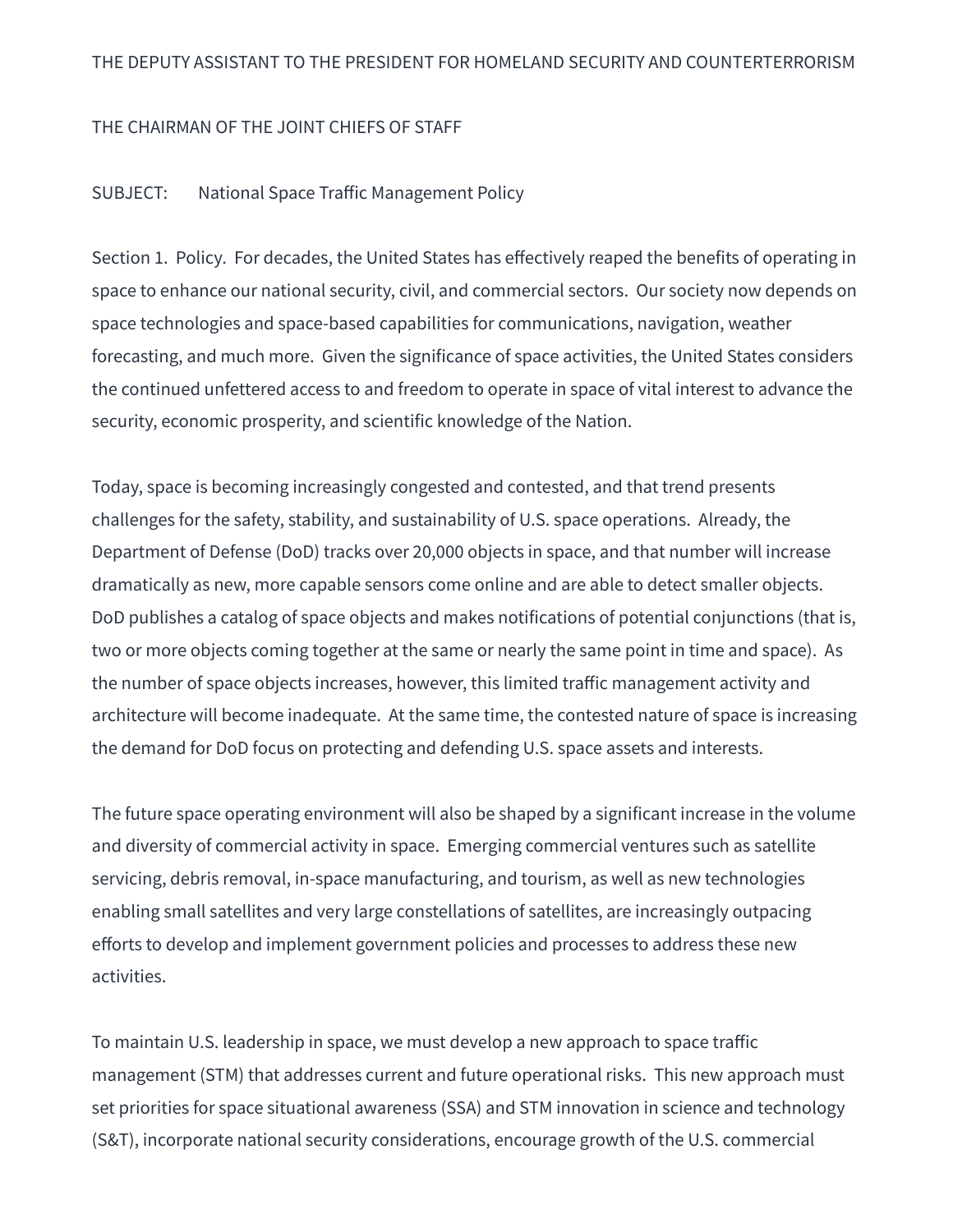THE DEPUTY ASSISTANT TO THE PRESIDENT FOR HOMELAND SECURITY AND COUNTERTERRORISM

THE CHAIRMAN OF THE JOINT CHIEFS OF STAFF

SUBJECT: National Space Traffic Management Policy

Section 1. Policy. For decades, the United States has effectively reaped the benefits of operating in space to enhance our national security, civil, and commercial sectors. Our society now depends on space technologies and space-based capabilities for communications, navigation, weather forecasting, and much more. Given the significance of space activities, the United States considers the continued unfettered access to and freedom to operate in space of vital interest to advance the security, economic prosperity, and scientific knowledge of the Nation.

Today, space is becoming increasingly congested and contested, and that trend presents challenges for the safety, stability, and sustainability of U.S. space operations. Already, the Department of Defense (DoD) tracks over 20,000 objects in space, and that number will increase dramatically as new, more capable sensors come online and are able to detect smaller objects. DoD publishes a catalog of space objects and makes notifications of potential conjunctions (that is, two or more objects coming together at the same or nearly the same point in time and space). As the number of space objects increases, however, this limited traffic management activity and architecture will become inadequate. At the same time, the contested nature of space is increasing the demand for DoD focus on protecting and defending U.S. space assets and interests.

The future space operating environment will also be shaped by a significant increase in the volume and diversity of commercial activity in space. Emerging commercial ventures such as satellite servicing, debris removal, in-space manufacturing, and tourism, as well as new technologies enabling small satellites and very large constellations of satellites, are increasingly outpacing efforts to develop and implement government policies and processes to address these new activities.

To maintain U.S. leadership in space, we must develop a new approach to space traffic management (STM) that addresses current and future operational risks. This new approach must set priorities for space situational awareness (SSA) and STM innovation in science and technology (S&T), incorporate national security considerations, encourage growth of the U.S. commercial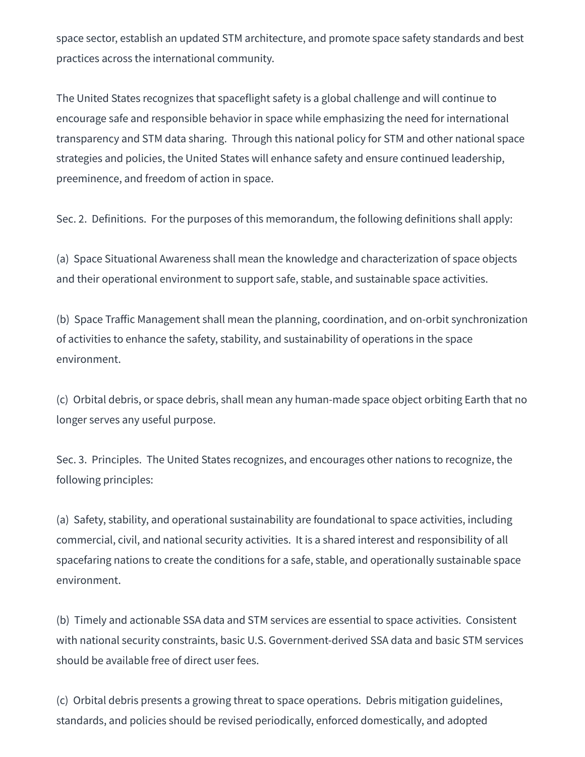space sector, establish an updated STM architecture, and promote space safety standards and best practices across the international community.

The United States recognizes that spaceflight safety is a global challenge and will continue to encourage safe and responsible behavior in space while emphasizing the need for international transparency and STM data sharing. Through this national policy for STM and other national space strategies and policies, the United States will enhance safety and ensure continued leadership, preeminence, and freedom of action in space.

Sec. 2. Definitions. For the purposes of this memorandum, the following definitions shall apply:

(a) Space Situational Awareness shall mean the knowledge and characterization of space objects and their operational environment to support safe, stable, and sustainable space activities.

(b) Space Traffic Management shall mean the planning, coordination, and on-orbit synchronization of activities to enhance the safety, stability, and sustainability of operations in the space environment.

(c) Orbital debris, or space debris, shall mean any human-made space object orbiting Earth that no longer serves any useful purpose.

Sec. 3. Principles. The United States recognizes, and encourages other nations to recognize, the following principles:

(a) Safety, stability, and operational sustainability are foundational to space activities, including commercial, civil, and national security activities. It is a shared interest and responsibility of all spacefaring nations to create the conditions for a safe, stable, and operationally sustainable space environment.

(b) Timely and actionable SSA data and STM services are essential to space activities. Consistent with national security constraints, basic U.S. Government-derived SSA data and basic STM services should be available free of direct user fees.

(c) Orbital debris presents a growing threat to space operations. Debris mitigation guidelines, standards, and policies should be revised periodically, enforced domestically, and adopted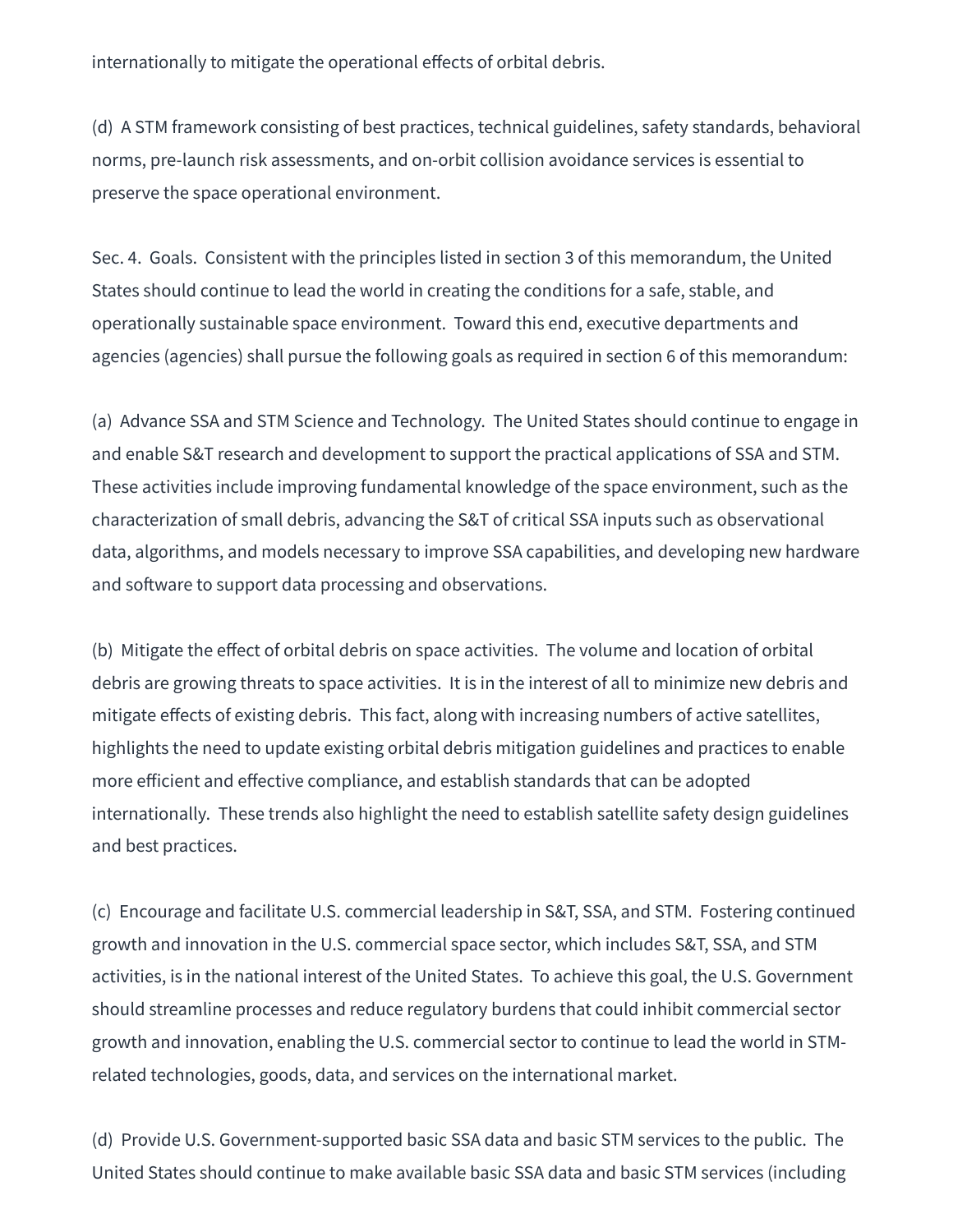internationally to mitigate the operational effects of orbital debris.

(d) A STM framework consisting of best practices, technical guidelines, safety standards, behavioral norms, pre-launch risk assessments, and on-orbit collision avoidance services is essential to preserve the space operational environment.

Sec. 4. Goals. Consistent with the principles listed in section 3 of this memorandum, the United States should continue to lead the world in creating the conditions for a safe, stable, and operationally sustainable space environment. Toward this end, executive departments and agencies (agencies) shall pursue the following goals as required in section 6 of this memorandum:

(a) Advance SSA and STM Science and Technology. The United States should continue to engage in and enable S&T research and development to support the practical applications of SSA and STM. These activities include improving fundamental knowledge of the space environment, such as the characterization of small debris, advancing the S&T of critical SSA inputs such as observational data, algorithms, and models necessary to improve SSA capabilities, and developing new hardware and software to support data processing and observations.

(b) Mitigate the effect of orbital debris on space activities. The volume and location of orbital debris are growing threats to space activities. It is in the interest of all to minimize new debris and mitigate effects of existing debris. This fact, along with increasing numbers of active satellites, highlights the need to update existing orbital debris mitigation guidelines and practices to enable more efficient and effective compliance, and establish standards that can be adopted internationally. These trends also highlight the need to establish satellite safety design guidelines and best practices.

(c) Encourage and facilitate U.S. commercial leadership in S&T, SSA, and STM. Fostering continued growth and innovation in the U.S. commercial space sector, which includes S&T, SSA, and STM activities, is in the national interest of the United States. To achieve this goal, the U.S. Government should streamline processes and reduce regulatory burdens that could inhibit commercial sector growth and innovation, enabling the U.S. commercial sector to continue to lead the world in STM-related technologies, goods, data, and services on the international market.

(d) Provide U.S. Government-supported basic SSA data and basic STM services to the public. The United States should continue to make available basic SSA data and basic STM services (including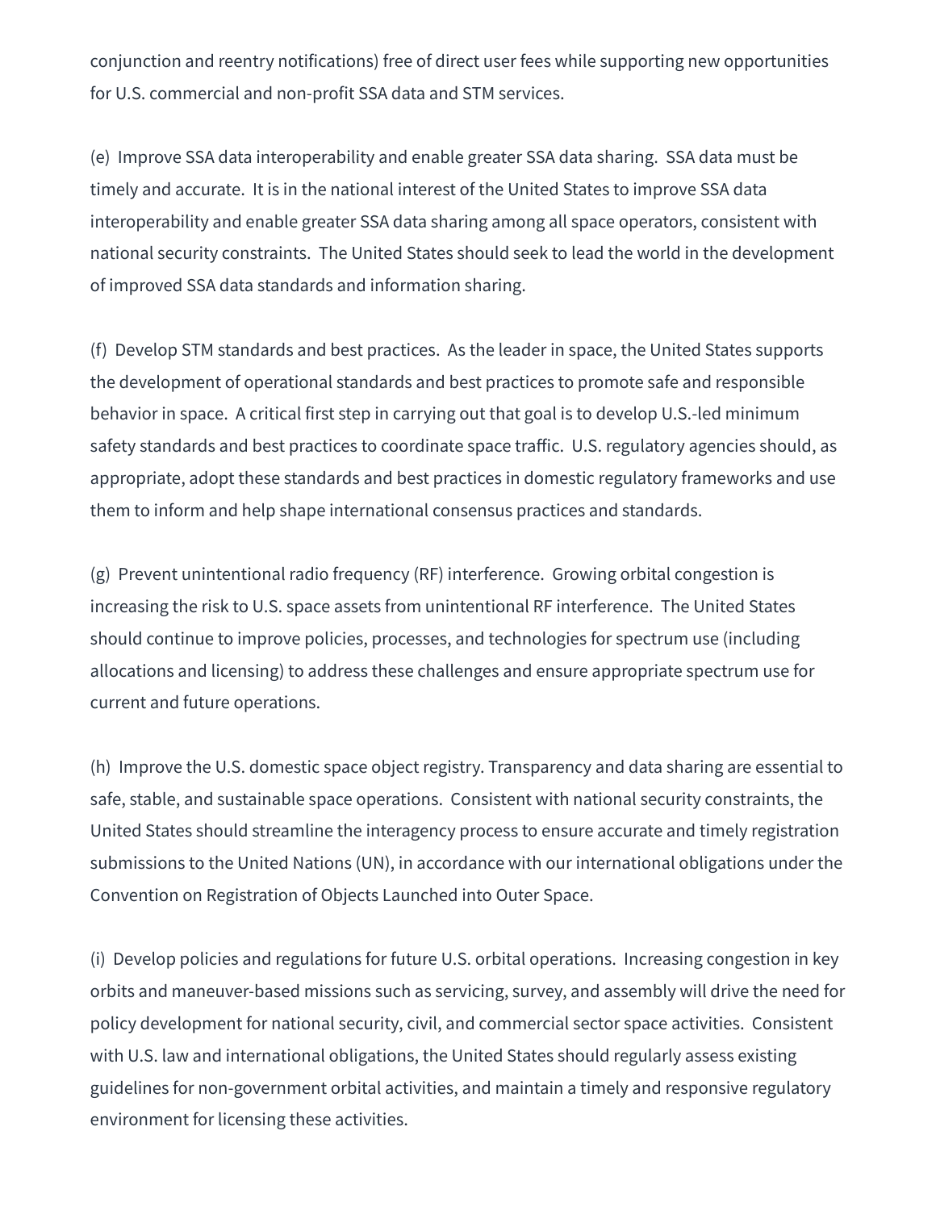conjunction and reentry notifications) free of direct user fees while supporting new opportunities for U.S. commercial and non-profit SSA data and STM services.

(e) Improve SSA data interoperability and enable greater SSA data sharing. SSA data must be timely and accurate. It is in the national interest of the United States to improve SSA data interoperability and enable greater SSA data sharing among all space operators, consistent with national security constraints. The United States should seek to lead the world in the development of improved SSA data standards and information sharing.

(f) Develop STM standards and best practices. As the leader in space, the United States supports the development of operational standards and best practices to promote safe and responsible behavior in space. A critical first step in carrying out that goal is to develop U.S.-led minimum safety standards and best practices to coordinate space traffic. U.S. regulatory agencies should, as appropriate, adopt these standards and best practices in domestic regulatory frameworks and use them to inform and help shape international consensus practices and standards.

(g) Prevent unintentional radio frequency (RF) interference. Growing orbital congestion is increasing the risk to U.S. space assets from unintentional RF interference. The United States should continue to improve policies, processes, and technologies for spectrum use (including allocations and licensing) to address these challenges and ensure appropriate spectrum use for current and future operations.

(h) Improve the U.S. domestic space object registry. Transparency and data sharing are essential to safe, stable, and sustainable space operations. Consistent with national security constraints, the United States should streamline the interagency process to ensure accurate and timely registration submissions to the United Nations (UN), in accordance with our international obligations under the Convention on Registration of Objects Launched into Outer Space.

(i) Develop policies and regulations for future U.S. orbital operations. Increasing congestion in key orbits and maneuver-based missions such as servicing, survey, and assembly will drive the need for policy development for national security, civil, and commercial sector space activities. Consistent with U.S. law and international obligations, the United States should regularly assess existing guidelines for non-government orbital activities, and maintain a timely and responsive regulatory environment for licensing these activities.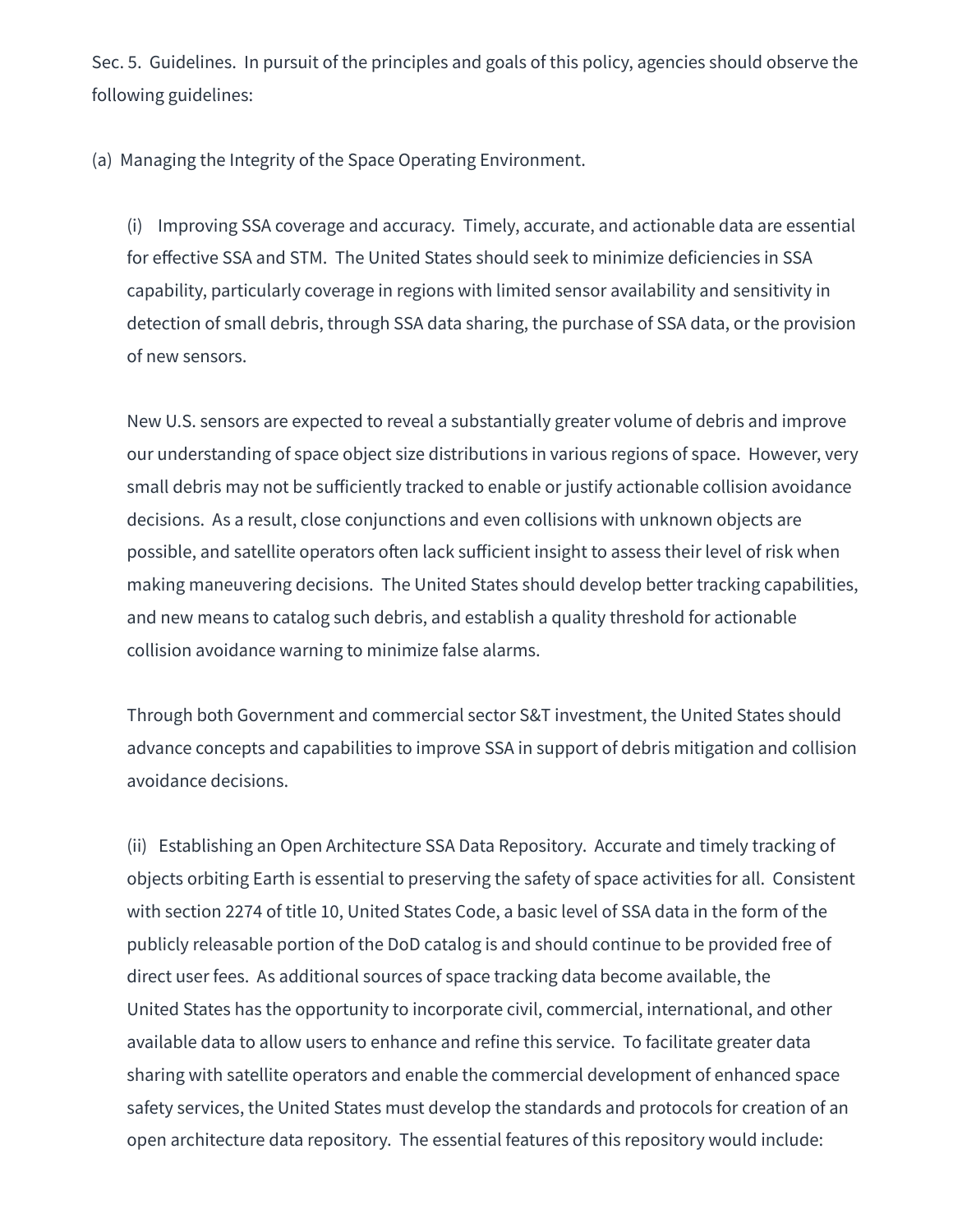Sec. 5. Guidelines. In pursuit of the principles and goals of this policy, agencies should observe the following guidelines:

(a) Managing the Integrity of the Space Operating Environment.

(i) Improving SSA coverage and accuracy. Timely, accurate, and actionable data are essential for effective SSA and STM. The United States should seek to minimize deficiencies in SSA capability, particularly coverage in regions with limited sensor availability and sensitivity in detection of small debris, through SSA data sharing, the purchase of SSA data, or the provision of new sensors.

New U.S. sensors are expected to reveal a substantially greater volume of debris and improve our understanding of space object size distributions in various regions of space. However, very small debris may not be sufficiently tracked to enable or justify actionable collision avoidance decisions. As a result, close conjunctions and even collisions with unknown objects are possible, and satellite operators often lack sufficient insight to assess their level of risk when making maneuvering decisions. The United States should develop better tracking capabilities, and new means to catalog such debris, and establish a quality threshold for actionable collision avoidance warning to minimize false alarms.

Through both Government and commercial sector S&T investment, the United States should advance concepts and capabilities to improve SSA in support of debris mitigation and collision avoidance decisions.

(ii) Establishing an Open Architecture SSA Data Repository. Accurate and timely tracking of objects orbiting Earth is essential to preserving the safety of space activities for all. Consistent with section 2274 of title 10, United States Code, a basic level of SSA data in the form of the publicly releasable portion of the DoD catalog is and should continue to be provided free of direct user fees. As additional sources of space tracking data become available, the United States has the opportunity to incorporate civil, commercial, international, and other available data to allow users to enhance and refine this service. To facilitate greater data sharing with satellite operators and enable the commercial development of enhanced space safety services, the United States must develop the standards and protocols for creation of an open architecture data repository. The essential features of this repository would include: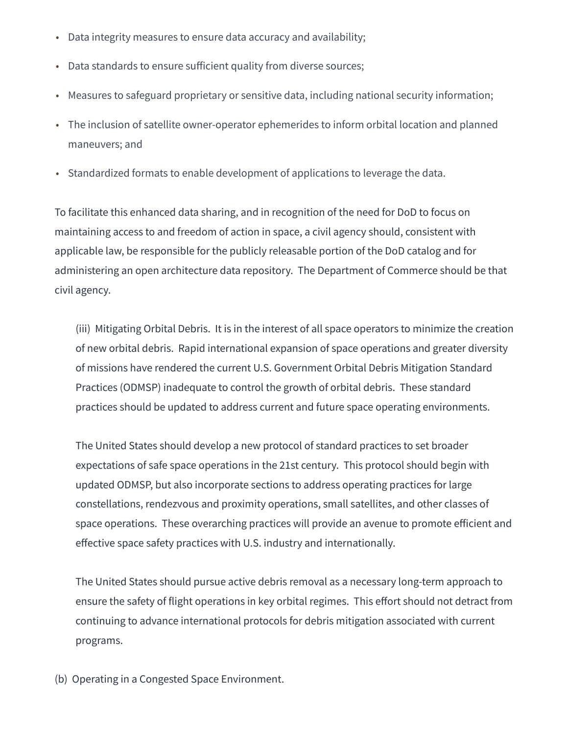- Data integrity measures to ensure data accuracy and availability;
- Data standards to ensure sufficient quality from diverse sources;
- Measures to safeguard proprietary or sensitive data, including national security information;
- The inclusion of satellite owner-operator ephemerides to inform orbital location and planned maneuvers; and
- Standardized formats to enable development of applications to leverage the data.

To facilitate this enhanced data sharing, and in recognition of the need for DoD to focus on maintaining access to and freedom of action in space, a civil agency should, consistent with applicable law, be responsible for the publicly releasable portion of the DoD catalog and for administering an open architecture data repository. The Department of Commerce should be that civil agency.

(iii) Mitigating Orbital Debris. It is in the interest of all space operators to minimize the creation of new orbital debris. Rapid international expansion of space operations and greater diversity of missions have rendered the current U.S. Government Orbital Debris Mitigation Standard Practices (ODMSP) inadequate to control the growth of orbital debris. These standard practices should be updated to address current and future space operating environments.

The United States should develop a new protocol of standard practices to set broader expectations of safe space operations in the 21st century. This protocol should begin with updated ODMSP, but also incorporate sections to address operating practices for large constellations, rendezvous and proximity operations, small satellites, and other classes of space operations. These overarching practices will provide an avenue to promote efficient and effective space safety practices with U.S. industry and internationally.

The United States should pursue active debris removal as a necessary long-term approach to ensure the safety of flight operations in key orbital regimes. This effort should not detract from continuing to advance international protocols for debris mitigation associated with current programs.

(b) Operating in a Congested Space Environment.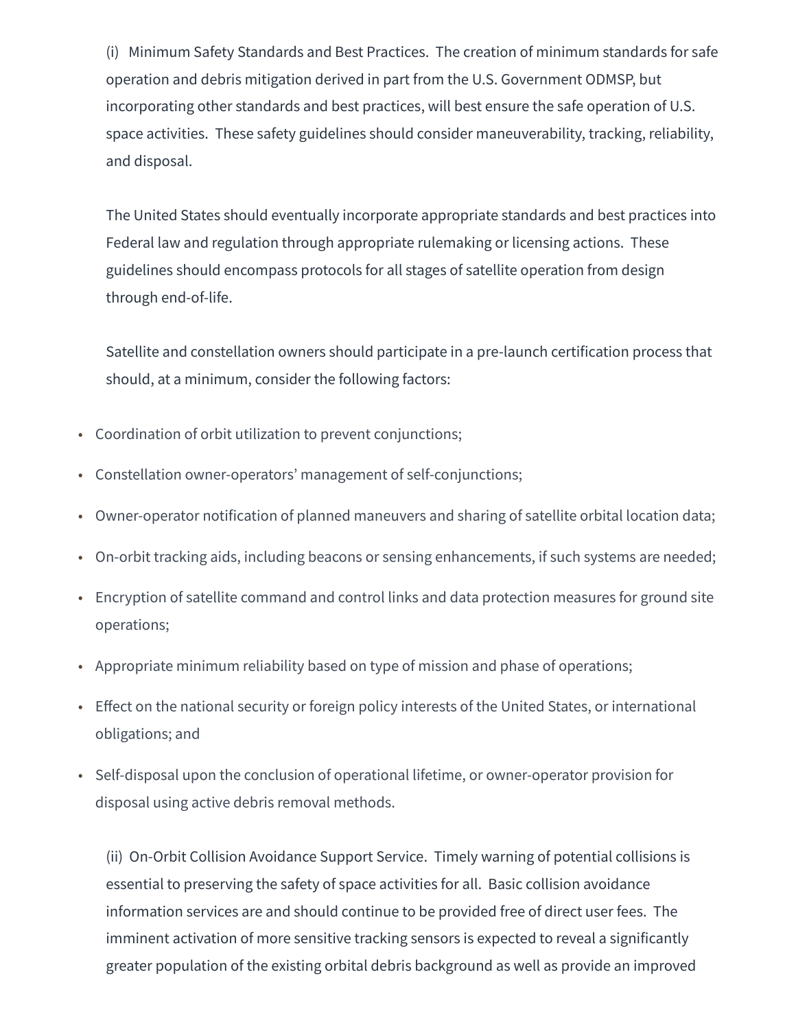(i) Minimum Safety Standards and Best Practices. The creation of minimum standards for safe operation and debris mitigation derived in part from the U.S. Government ODMSP, but incorporating other standards and best practices, will best ensure the safe operation of U.S. space activities. These safety guidelines should consider maneuverability, tracking, reliability, and disposal.

The United States should eventually incorporate appropriate standards and best practices into Federal law and regulation through appropriate rulemaking or licensing actions. These guidelines should encompass protocols for all stages of satellite operation from design through end-of-life.

Satellite and constellation owners should participate in a pre-launch certification process that should, at a minimum, consider the following factors:

- Coordination of orbit utilization to prevent conjunctions;
- Constellation owner-operators' management of self-conjunctions;
- Owner-operator notification of planned maneuvers and sharing of satellite orbital location data;
- On-orbit tracking aids, including beacons or sensing enhancements, if such systems are needed;
- Encryption of satellite command and control links and data protection measures for ground site operations;
- Appropriate minimum reliability based on type of mission and phase of operations;
- Effect on the national security or foreign policy interests of the United States, or international obligations; and
- Self-disposal upon the conclusion of operational lifetime, or owner-operator provision for disposal using active debris removal methods.

(ii) On-Orbit Collision Avoidance Support Service. Timely warning of potential collisions is essential to preserving the safety of space activities for all. Basic collision avoidance information services are and should continue to be provided free of direct user fees. The imminent activation of more sensitive tracking sensors is expected to reveal a significantly greater population of the existing orbital debris background as well as provide an improved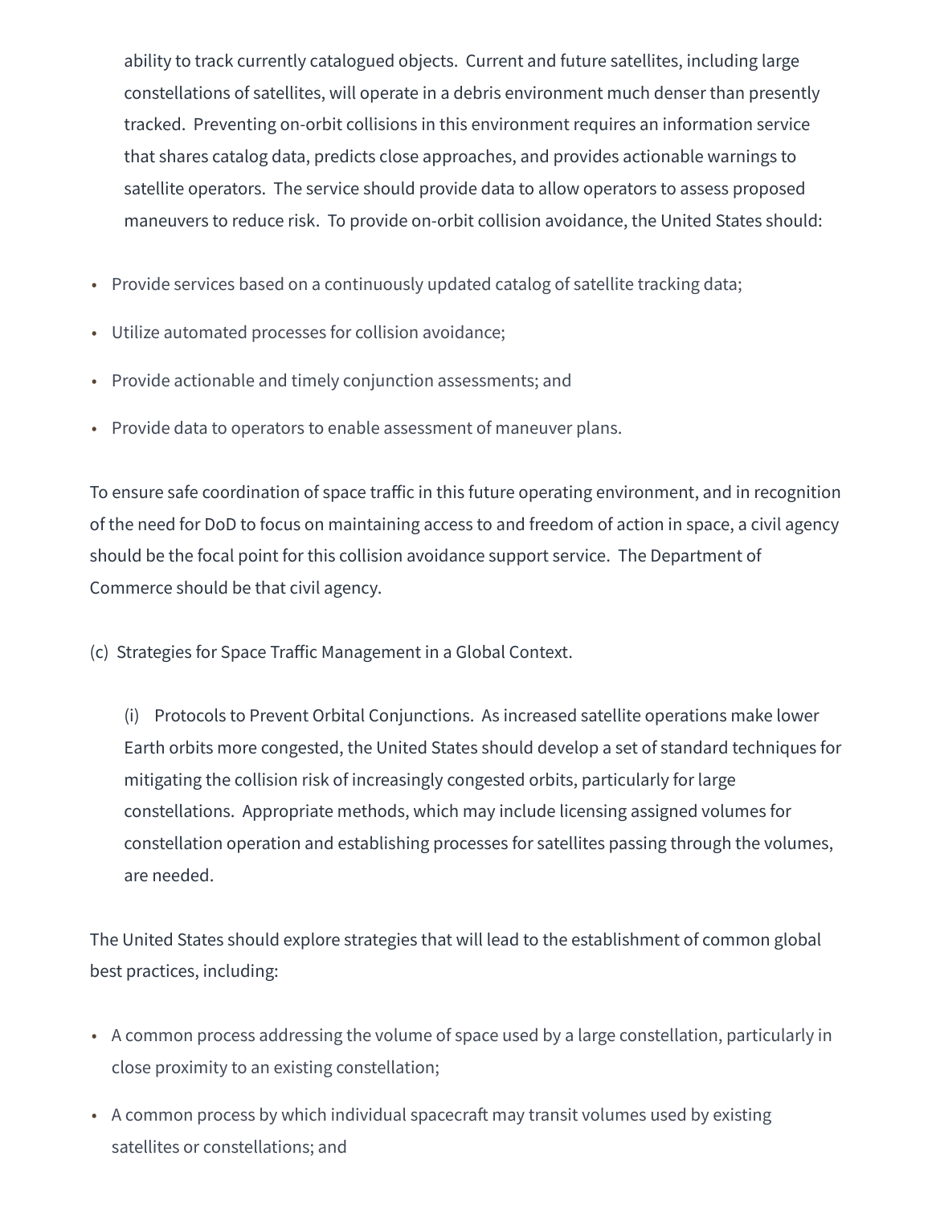ability to track currently catalogued objects. Current and future satellites, including large constellations of satellites, will operate in a debris environment much denser than presently tracked. Preventing on-orbit collisions in this environment requires an information service that shares catalog data, predicts close approaches, and provides actionable warnings to satellite operators. The service should provide data to allow operators to assess proposed maneuvers to reduce risk. To provide on-orbit collision avoidance, the United States should:

- Provide services based on a continuously updated catalog of satellite tracking data;
- Utilize automated processes for collision avoidance;
- Provide actionable and timely conjunction assessments; and
- Provide data to operators to enable assessment of maneuver plans.

To ensure safe coordination of space traffic in this future operating environment, and in recognition of the need for DoD to focus on maintaining access to and freedom of action in space, a civil agency should be the focal point for this collision avoidance support service. The Department of Commerce should be that civil agency.

(c) Strategies for Space Traffic Management in a Global Context.

(i) Protocols to Prevent Orbital Conjunctions. As increased satellite operations make lower Earth orbits more congested, the United States should develop a set of standard techniques for mitigating the collision risk of increasingly congested orbits, particularly for large constellations. Appropriate methods, which may include licensing assigned volumes for constellation operation and establishing processes for satellites passing through the volumes, are needed.

The United States should explore strategies that will lead to the establishment of common global best practices, including:

- A common process addressing the volume of space used by a large constellation, particularly in close proximity to an existing constellation;
- A common process by which individual spacecraft may transit volumes used by existing satellites or constellations; and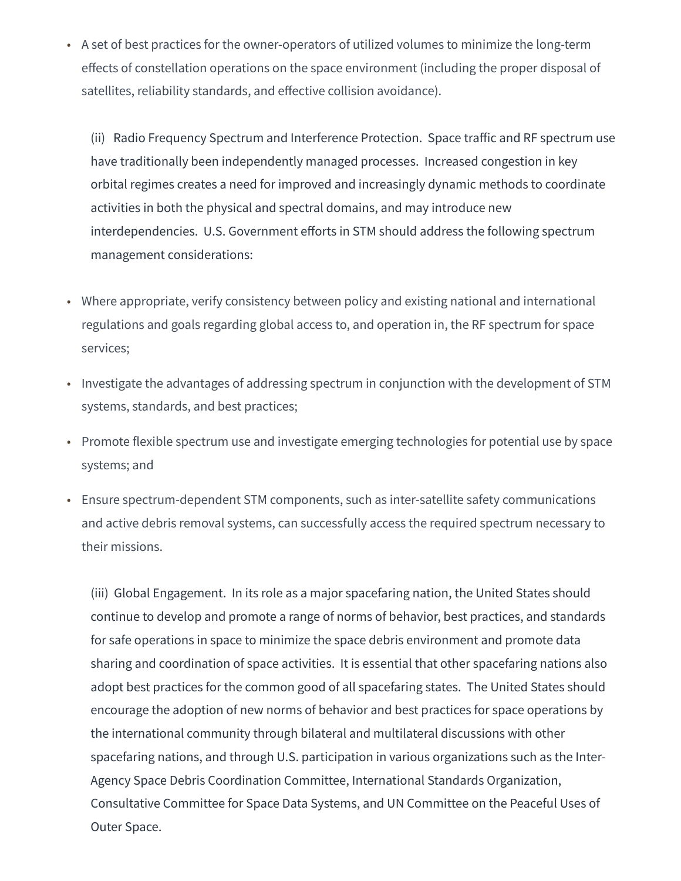- A set of best practices for the owner-operators of utilized volumes to minimize the long-term effects of constellation operations on the space environment (including the proper disposal of satellites, reliability standards, and effective collision avoidance).

(ii) Radio Frequency Spectrum and Interference Protection. Space traffic and RF spectrum use have traditionally been independently managed processes. Increased congestion in key orbital regimes creates a need for improved and increasingly dynamic methods to coordinate activities in both the physical and spectral domains, and may introduce new interdependencies. U.S. Government efforts in STM should address the following spectrum management considerations:

- Where appropriate, verify consistency between policy and existing national and international regulations and goals regarding global access to, and operation in, the RF spectrum for space services;
- Investigate the advantages of addressing spectrum in conjunction with the development of STM systems, standards, and best practices;
- Promote flexible spectrum use and investigate emerging technologies for potential use by space systems; and
- Ensure spectrum-dependent STM components, such as inter-satellite safety communications and active debris removal systems, can successfully access the required spectrum necessary to their missions.

(iii) Global Engagement. In its role as a major spacefaring nation, the United States should continue to develop and promote a range of norms of behavior, best practices, and standards for safe operations in space to minimize the space debris environment and promote data sharing and coordination of space activities. It is essential that other spacefaring nations also adopt best practices for the common good of all spacefaring states. The United States should encourage the adoption of new norms of behavior and best practices for space operations by the international community through bilateral and multilateral discussions with other spacefaring nations, and through U.S. participation in various organizations such as the Inter-Agency Space Debris Coordination Committee, International Standards Organization, Consultative Committee for Space Data Systems, and UN Committee on the Peaceful Uses of Outer Space.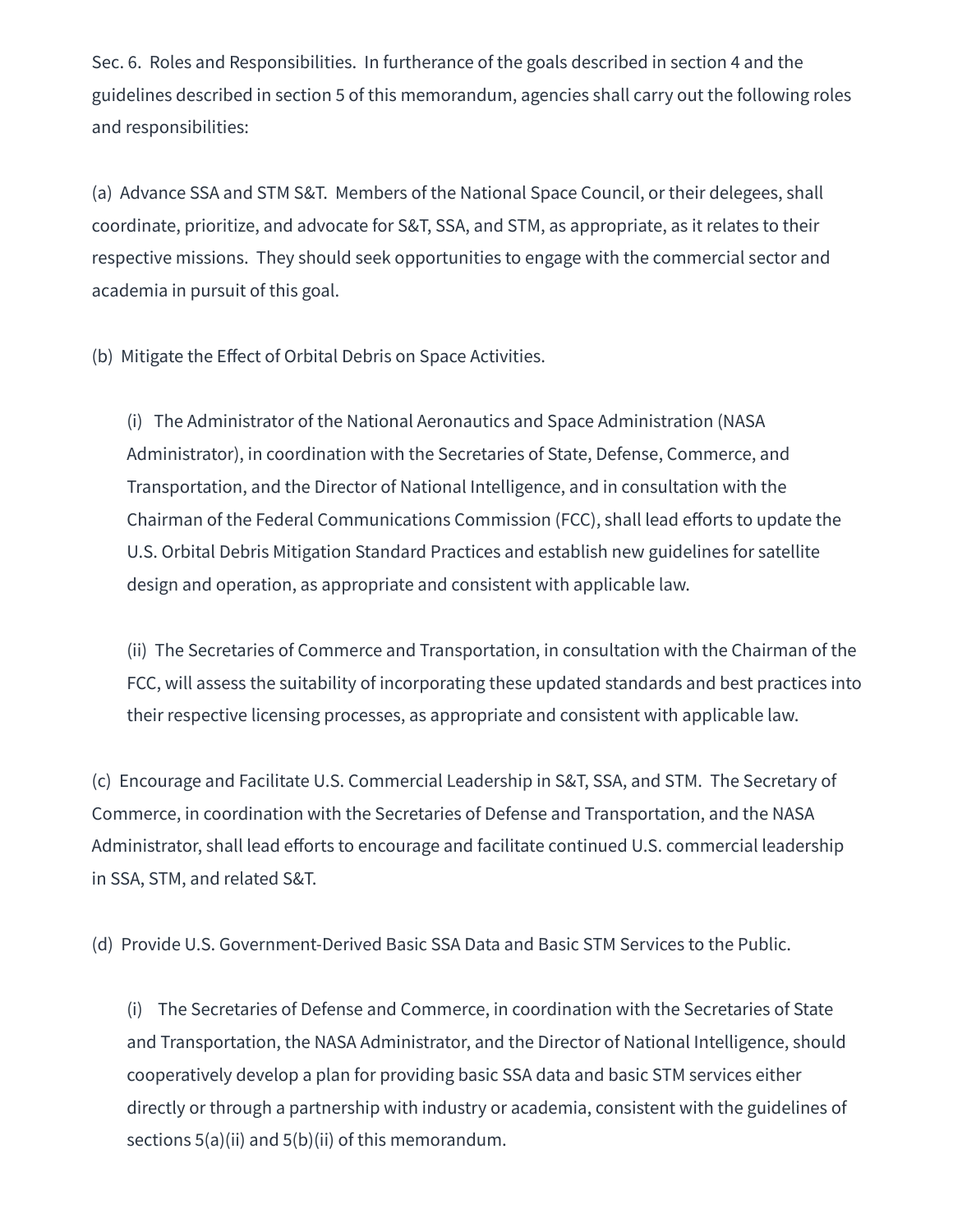Sec. 6. Roles and Responsibilities. In furtherance of the goals described in section 4 and the guidelines described in section 5 of this memorandum, agencies shall carry out the following roles and responsibilities:

(a) Advance SSA and STM S&T. Members of the National Space Council, or their delegees, shall coordinate, prioritize, and advocate for S&T, SSA, and STM, as appropriate, as it relates to their respective missions. They should seek opportunities to engage with the commercial sector and academia in pursuit of this goal.

(b) Mitigate the Effect of Orbital Debris on Space Activities.

(i) The Administrator of the National Aeronautics and Space Administration (NASA Administrator), in coordination with the Secretaries of State, Defense, Commerce, and Transportation, and the Director of National Intelligence, and in consultation with the Chairman of the Federal Communications Commission (FCC), shall lead efforts to update the U.S. Orbital Debris Mitigation Standard Practices and establish new guidelines for satellite design and operation, as appropriate and consistent with applicable law.

(ii) The Secretaries of Commerce and Transportation, in consultation with the Chairman of the FCC, will assess the suitability of incorporating these updated standards and best practices into their respective licensing processes, as appropriate and consistent with applicable law.

(c) Encourage and Facilitate U.S. Commercial Leadership in S&T, SSA, and STM. The Secretary of Commerce, in coordination with the Secretaries of Defense and Transportation, and the NASA Administrator, shall lead efforts to encourage and facilitate continued U.S. commercial leadership in SSA, STM, and related S&T.

(d) Provide U.S. Government-Derived Basic SSA Data and Basic STM Services to the Public.

(i) The Secretaries of Defense and Commerce, in coordination with the Secretaries of State and Transportation, the NASA Administrator, and the Director of National Intelligence, should cooperatively develop a plan for providing basic SSA data and basic STM services either directly or through a partnership with industry or academia, consistent with the guidelines of sections 5(a)(ii) and 5(b)(ii) of this memorandum.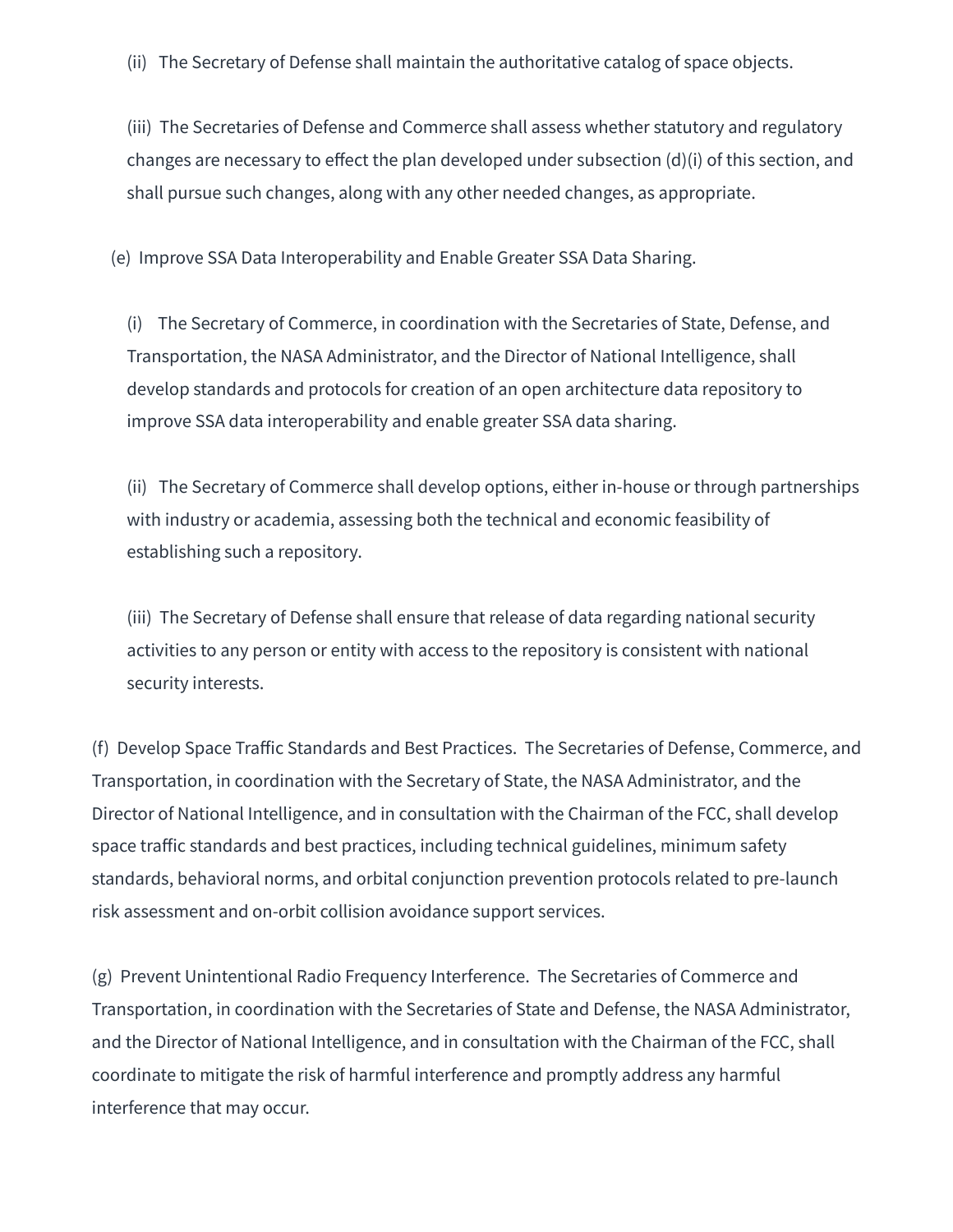(ii) The Secretary of Defense shall maintain the authoritative catalog of space objects.

(iii) The Secretaries of Defense and Commerce shall assess whether statutory and regulatory changes are necessary to effect the plan developed under subsection (d)(i) of this section, and shall pursue such changes, along with any other needed changes, as appropriate.

(e) Improve SSA Data Interoperability and Enable Greater SSA Data Sharing.

(i) The Secretary of Commerce, in coordination with the Secretaries of State, Defense, and Transportation, the NASA Administrator, and the Director of National Intelligence, shall develop standards and protocols for creation of an open architecture data repository to improve SSA data interoperability and enable greater SSA data sharing.

(ii) The Secretary of Commerce shall develop options, either in-house or through partnerships with industry or academia, assessing both the technical and economic feasibility of establishing such a repository.

(iii) The Secretary of Defense shall ensure that release of data regarding national security activities to any person or entity with access to the repository is consistent with national security interests.

(f) Develop Space Traffic Standards and Best Practices. The Secretaries of Defense, Commerce, and Transportation, in coordination with the Secretary of State, the NASA Administrator, and the Director of National Intelligence, and in consultation with the Chairman of the FCC, shall develop space traffic standards and best practices, including technical guidelines, minimum safety standards, behavioral norms, and orbital conjunction prevention protocols related to pre-launch risk assessment and on-orbit collision avoidance support services.

(g) Prevent Unintentional Radio Frequency Interference. The Secretaries of Commerce and Transportation, in coordination with the Secretaries of State and Defense, the NASA Administrator, and the Director of National Intelligence, and in consultation with the Chairman of the FCC, shall coordinate to mitigate the risk of harmful interference and promptly address any harmful interference that may occur.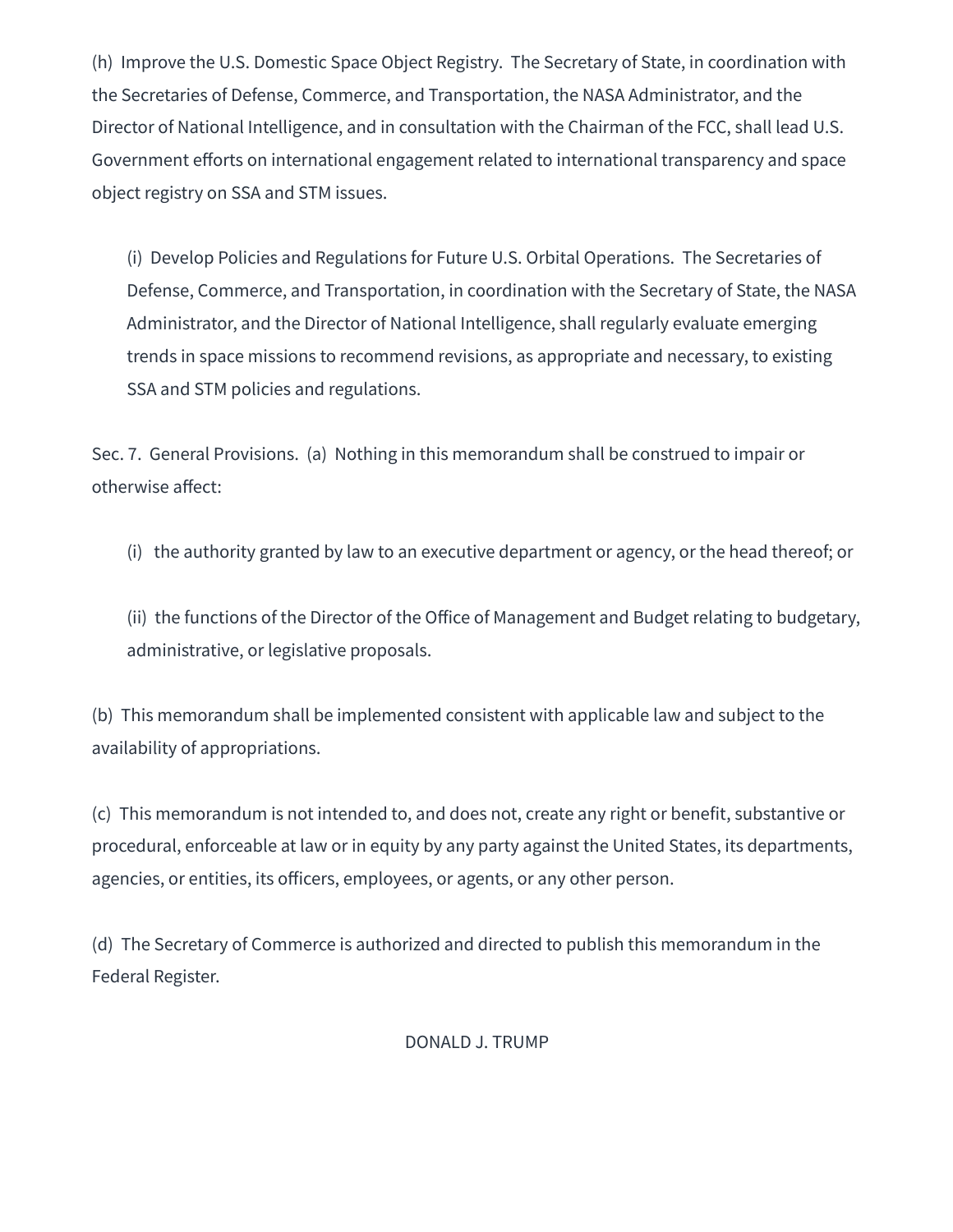(h) Improve the U.S. Domestic Space Object Registry. The Secretary of State, in coordination with the Secretaries of Defense, Commerce, and Transportation, the NASA Administrator, and the Director of National Intelligence, and in consultation with the Chairman of the FCC, shall lead U.S. Government efforts on international engagement related to international transparency and space object registry on SSA and STM issues.

(i) Develop Policies and Regulations for Future U.S. Orbital Operations. The Secretaries of Defense, Commerce, and Transportation, in coordination with the Secretary of State, the NASA Administrator, and the Director of National Intelligence, shall regularly evaluate emerging trends in space missions to recommend revisions, as appropriate and necessary, to existing SSA and STM policies and regulations.

Sec. 7. General Provisions. (a) Nothing in this memorandum shall be construed to impair or otherwise affect:

(i) the authority granted by law to an executive department or agency, or the head thereof; or

(ii) the functions of the Director of the Office of Management and Budget relating to budgetary, administrative, or legislative proposals.

(b) This memorandum shall be implemented consistent with applicable law and subject to the availability of appropriations.

(c) This memorandum is not intended to, and does not, create any right or benefit, substantive or procedural, enforceable at law or in equity by any party against the United States, its departments, agencies, or entities, its officers, employees, or agents, or any other person.

(d) The Secretary of Commerce is authorized and directed to publish this memorandum in the Federal Register.

DONALD J. TRUMP